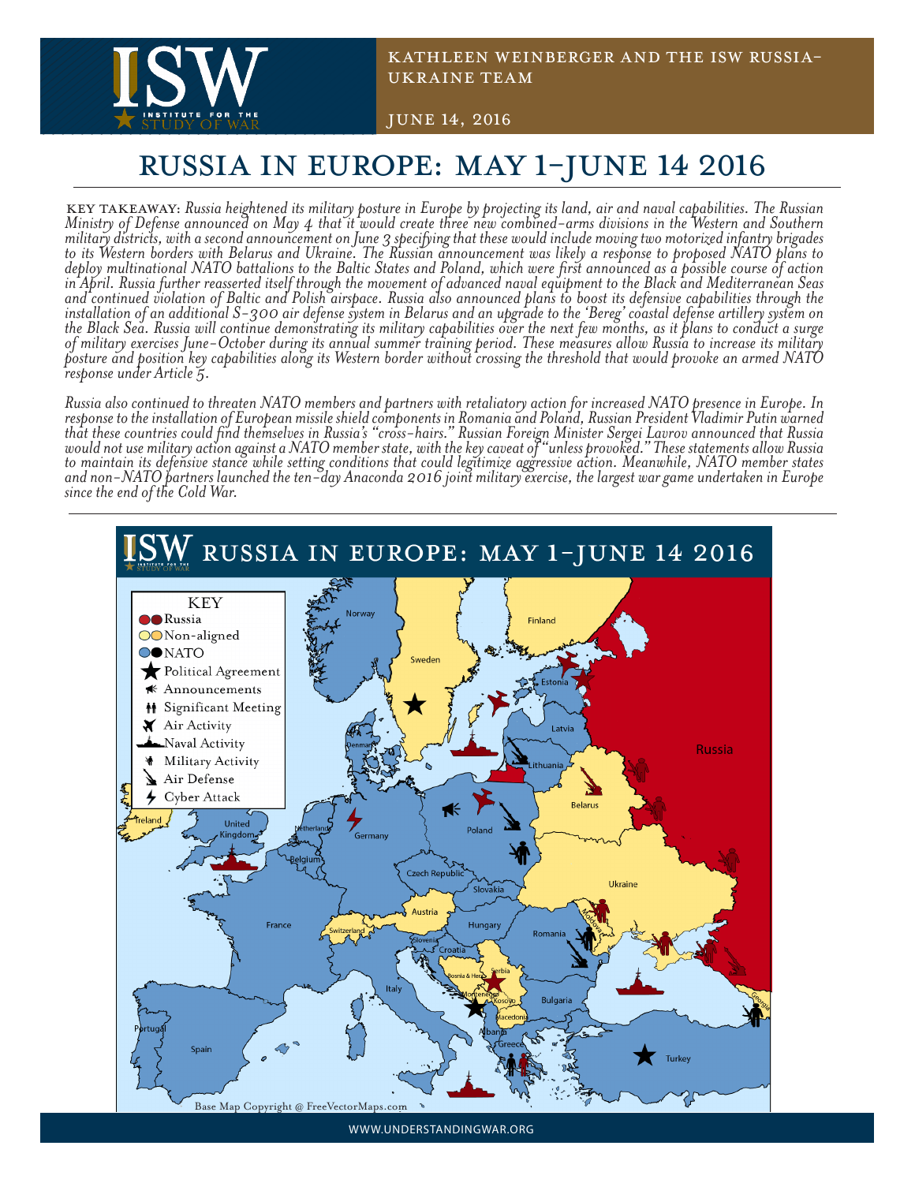KATHLEEN WEINBERGER AND THE ISW RUSSIA-UKRAINE TEAM

JUNE 14, 2016

# RUSSIA IN EUROPE: MAY 1-JUNE 14 2016

KEY TAKEAWAY: *Russia heightened its military posture in Europe by projecting its land, air and naval capabilities. The Russian Ministry of Defense announced on May 4 that it would create three new combined-arms divisions in the Western and Southern military districts, with a second announcement on June 3 specifying that these would include moving two motorized infantry brigades to its Western borders with Belarus and Ukraine. The Russian announcement was likely a response to proposed NATO plans to deploy multinational NATO battalions to the Baltic States and Poland, which were first announced as a possible course of action in April. Russia further reasserted itself through the movement of advanced naval equipment to the Black and Mediterranean Seas and continued violation of Baltic and Polish airspace. Russia also announced plans to boost its defensive capabilities through the installation of an additional S-300 air defense system in Belarus and an upgrade to the 'Bereg' coastal defense artillery system on the Black Sea. Russia will continue demonstrating its military capabilities over the next few months, as it plans to conduct a surge of military exercises June-October during its annual summer training period. These measures allow Russia to increase its military posture and position key capabilities along its Western border without crossing the threshold that would provoke an armed NATO response under Article 5.*

*Russia also continued to threaten NATO members and partners with retaliatory action for increased NATO presence in Europe. In response to the installation of European missile shield components in Romania and Poland, Russian President Vladimir Putin warned that these countries could find themselves in Russia's "cross-hairs." Russian Foreign Minister Sergei Lavrov announced that Russia would not use military action against a NATO member state, with the key caveat of "unless provoked." These statements allow Russia to maintain its defensive stance while setting conditions that could legitimize aggressive action. Meanwhile, NATO member states and non-NATO partners launched the ten-day Anaconda 2016 joint military exercise, the largest war game undertaken in Europe since the end of the Cold War.*

## RUSSIA IN EUROPE: MAY 1-JUNE 14 2016

KEY
- Russia
- Non-aligned
- NATO
- Political Agreement
- Announcements
- Significant Meeting
- Air Activity
- Naval Activity
- Military Activity
- Air Defense
- Cyber Attack

Base Map Copyright @ FreeVectorMaps.com

WWW.UNDERSTANDINGWAR.ORG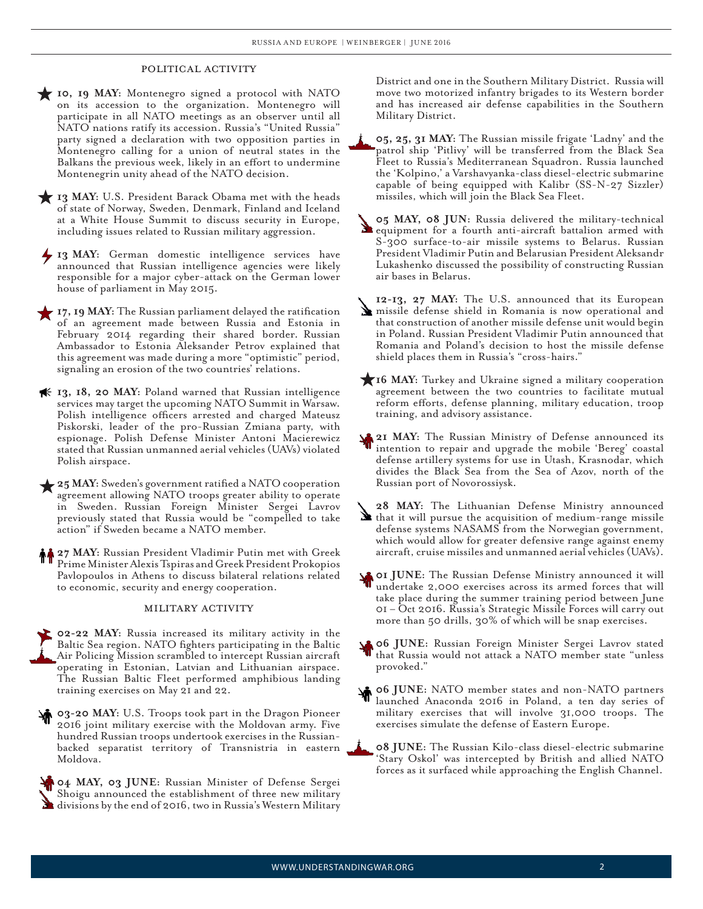## POLITICAL ACTIVITY

**10, 19 MAY:** Montenegro signed a protocol with NATO on its accession to the organization. Montenegro will participate in all NATO meetings as an observer until all NATO nations ratify its accession. Russia's "United Russia" party signed a declaration with two opposition parties in Montenegro calling for a union of neutral states in the Balkans the previous week, likely in an effort to undermine Montenegrin unity ahead of the NATO decision.

**13 MAY:** U.S. President Barack Obama met with the heads of state of Norway, Sweden, Denmark, Finland and Iceland at a White House Summit to discuss security in Europe, including issues related to Russian military aggression.

**13 MAY:** German domestic intelligence services have announced that Russian intelligence agencies were likely responsible for a major cyber-attack on the German lower house of parliament in May 2015.

**17, 19 MAY:** The Russian parliament delayed the ratification of an agreement made between Russia and Estonia in February 2014 regarding their shared border. Russian Ambassador to Estonia Aleksander Petrov explained that this agreement was made during a more "optimistic" period, signaling an erosion of the two countries' relations.

**13, 18, 20 MAY:** Poland warned that Russian intelligence services may target the upcoming NATO Summit in Warsaw. Polish intelligence officers arrested and charged Mateusz Piskorski, leader of the pro-Russian Zmiana party, with espionage. Polish Defense Minister Antoni Macierewicz stated that Russian unmanned aerial vehicles (UAVs) violated Polish airspace.

**25 MAY:** Sweden's government ratified a NATO cooperation agreement allowing NATO troops greater ability to operate in Sweden. Russian Foreign Minister Sergei Lavrov previously stated that Russia would be "compelled to take action" if Sweden became a NATO member.

**27 MAY:** Russian President Vladimir Putin met with Greek Prime Minister Alexis Tspiras and Greek President Prokopios Pavlopoulos in Athens to discuss bilateral relations related to economic, security and energy cooperation.

## MILITARY ACTIVITY

**02-22 MAY:** Russia increased its military activity in the Baltic Sea region. NATO fighters participating in the Baltic Air Policing Mission scrambled to intercept Russian aircraft operating in Estonian, Latvian and Lithuanian airspace. The Russian Baltic Fleet performed amphibious landing training exercises on May 21 and 22.

**03-20 MAY:** U.S. Troops took part in the Dragon Pioneer 2016 joint military exercise with the Moldovan army. Five hundred Russian troops undertook exercises in the Russian-backed separatist territory of Transnistria in eastern Moldova.

**04 MAY, 03 JUNE:** Russian Minister of Defense Sergei Shoigu announced the establishment of three new military divisions by the end of 2016, two in Russia's Western Military District and one in the Southern Military District. Russia will move two motorized infantry brigades to its Western border and has increased air defense capabilities in the Southern Military District.

**05, 25, 31 MAY:** The Russian missile frigate 'Ladny' and the patrol ship 'Pitlivy' will be transferred from the Black Sea Fleet to Russia's Mediterranean Squadron. Russia launched the 'Kolpino,' a Varshavyanka-class diesel-electric submarine capable of being equipped with Kalibr (SS-N-27 Sizzler) missiles, which will join the Black Sea Fleet.

**05 MAY, 08 JUN:** Russia delivered the military-technical equipment for a fourth anti-aircraft battalion armed with S-300 surface-to-air missile systems to Belarus. Russian President Vladimir Putin and Belarusian President Aleksandr Lukashenko discussed the possibility of constructing Russian air bases in Belarus.

**12-13, 27 MAY:** The U.S. announced that its European missile defense shield in Romania is now operational and that construction of another missile defense unit would begin in Poland. Russian President Vladimir Putin announced that Romania and Poland's decision to host the missile defense shield places them in Russia's "cross-hairs."

**16 MAY:** Turkey and Ukraine signed a military cooperation agreement between the two countries to facilitate mutual reform efforts, defense planning, military education, troop training, and advisory assistance.

**21 MAY:** The Russian Ministry of Defense announced its intention to repair and upgrade the mobile 'Bereg' coastal defense artillery systems for use in Utash, Krasnodar, which divides the Black Sea from the Sea of Azov, north of the Russian port of Novorossiysk.

**28 MAY:** The Lithuanian Defense Ministry announced that it will pursue the acquisition of medium-range missile defense systems NASAMS from the Norwegian government, which would allow for greater defensive range against enemy aircraft, cruise missiles and unmanned aerial vehicles (UAVs).

**01 JUNE:** The Russian Defense Ministry announced it will undertake 2,000 exercises across its armed forces that will take place during the summer training period between June 01 – Oct 2016. Russia's Strategic Missile Forces will carry out more than 50 drills, 30% of which will be snap exercises.

**06 JUNE:** Russian Foreign Minister Sergei Lavrov stated that Russia would not attack a NATO member state "unless provoked."

**06 JUNE:** NATO member states and non-NATO partners launched Anaconda 2016 in Poland, a ten day series of military exercises that will involve 31,000 troops. The exercises simulate the defense of Eastern Europe.

**08 JUNE:** The Russian Kilo-class diesel-electric submarine 'Stary Oskol' was intercepted by British and allied NATO forces as it surfaced while approaching the English Channel.